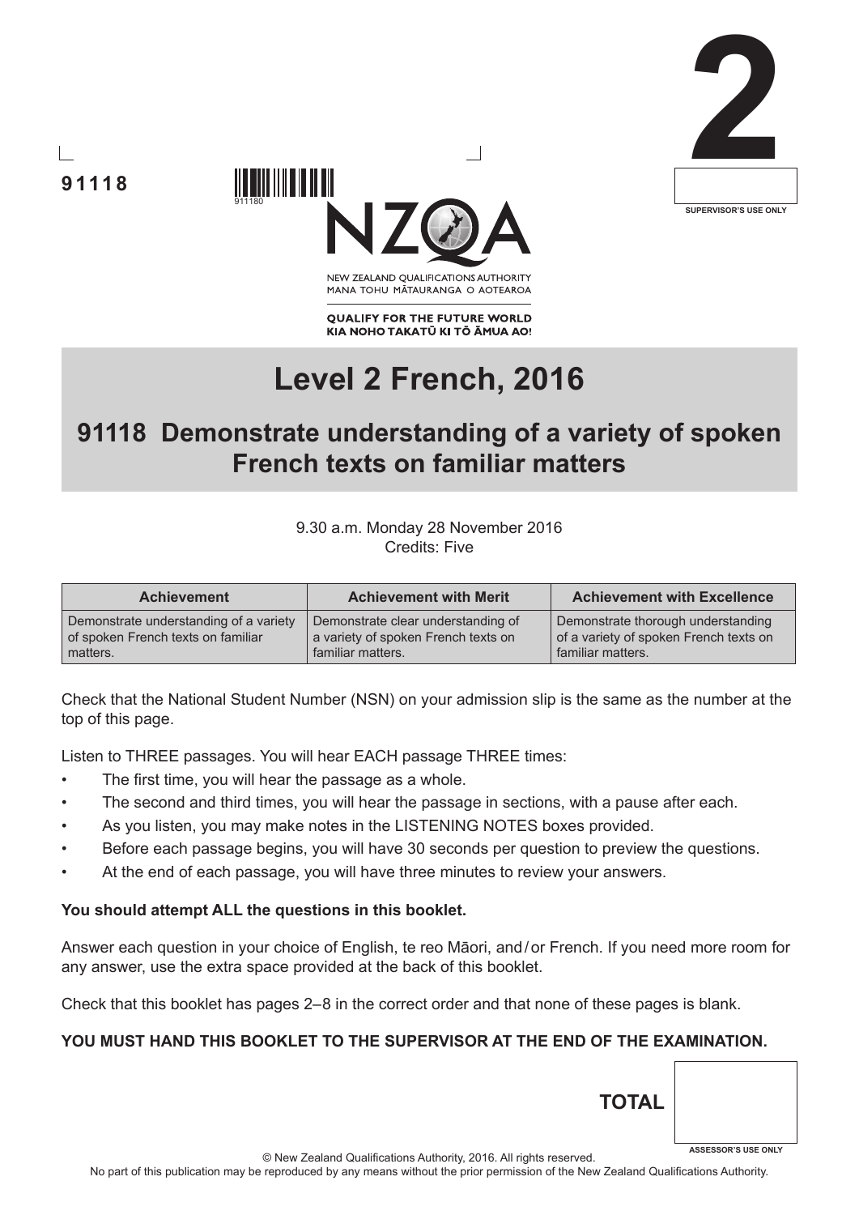91118

911180

NEW ZEALAND QUALIFICATIONS AUTHORITY
MANA TOHU MĀTAURANGA O AOTEAROA

**QUALIFY FOR THE FUTURE WORLD**
**KIA NOHO TAKATŪ KI TŌ ĀMUA AO!**

**2**

SUPERVISOR'S USE ONLY

# Level 2 French, 2016

## 91118 Demonstrate understanding of a variety of spoken French texts on familiar matters

9.30 a.m. Monday 28 November 2016
Credits: Five

| Achievement | Achievement with Merit | Achievement with Excellence |
|---|---|---|
| Demonstrate understanding of a variety of spoken French texts on familiar matters. | Demonstrate clear understanding of a variety of spoken French texts on familiar matters. | Demonstrate thorough understanding of a variety of spoken French texts on familiar matters. |

Check that the National Student Number (NSN) on your admission slip is the same as the number at the top of this page.

Listen to THREE passages. You will hear EACH passage THREE times:

- The first time, you will hear the passage as a whole.
- The second and third times, you will hear the passage in sections, with a pause after each.
- As you listen, you may make notes in the LISTENING NOTES boxes provided.
- Before each passage begins, you will have 30 seconds per question to preview the questions.
- At the end of each passage, you will have three minutes to review your answers.

**You should attempt ALL the questions in this booklet.**

Answer each question in your choice of English, te reo Māori, and / or French. If you need more room for any answer, use the extra space provided at the back of this booklet.

Check that this booklet has pages 2–8 in the correct order and that none of these pages is blank.

**YOU MUST HAND THIS BOOKLET TO THE SUPERVISOR AT THE END OF THE EXAMINATION.**

**TOTAL**

ASSESSOR'S USE ONLY

© New Zealand Qualifications Authority, 2016. All rights reserved.
No part of this publication may be reproduced by any means without the prior permission of the New Zealand Qualifications Authority.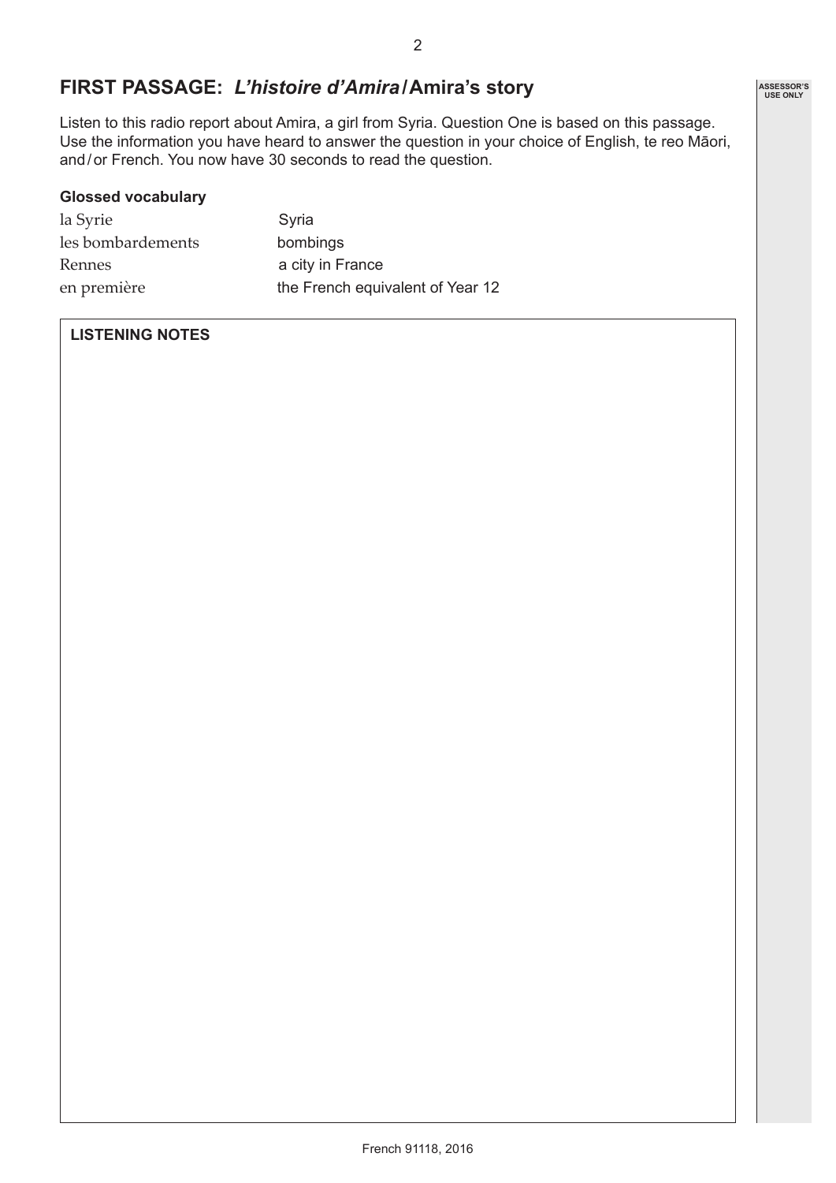## FIRST PASSAGE: *L'histoire d'Amira* / Amira's story

Listen to this radio report about Amira, a girl from Syria. Question One is based on this passage. Use the information you have heard to answer the question in your choice of English, te reo Māori, and / or French. You now have 30 seconds to read the question.

### Glossed vocabulary

| | |
|---|---|
| la Syrie | Syria |
| les bombardements | bombings |
| Rennes | a city in France |
| en première | the French equivalent of Year 12 |

**LISTENING NOTES**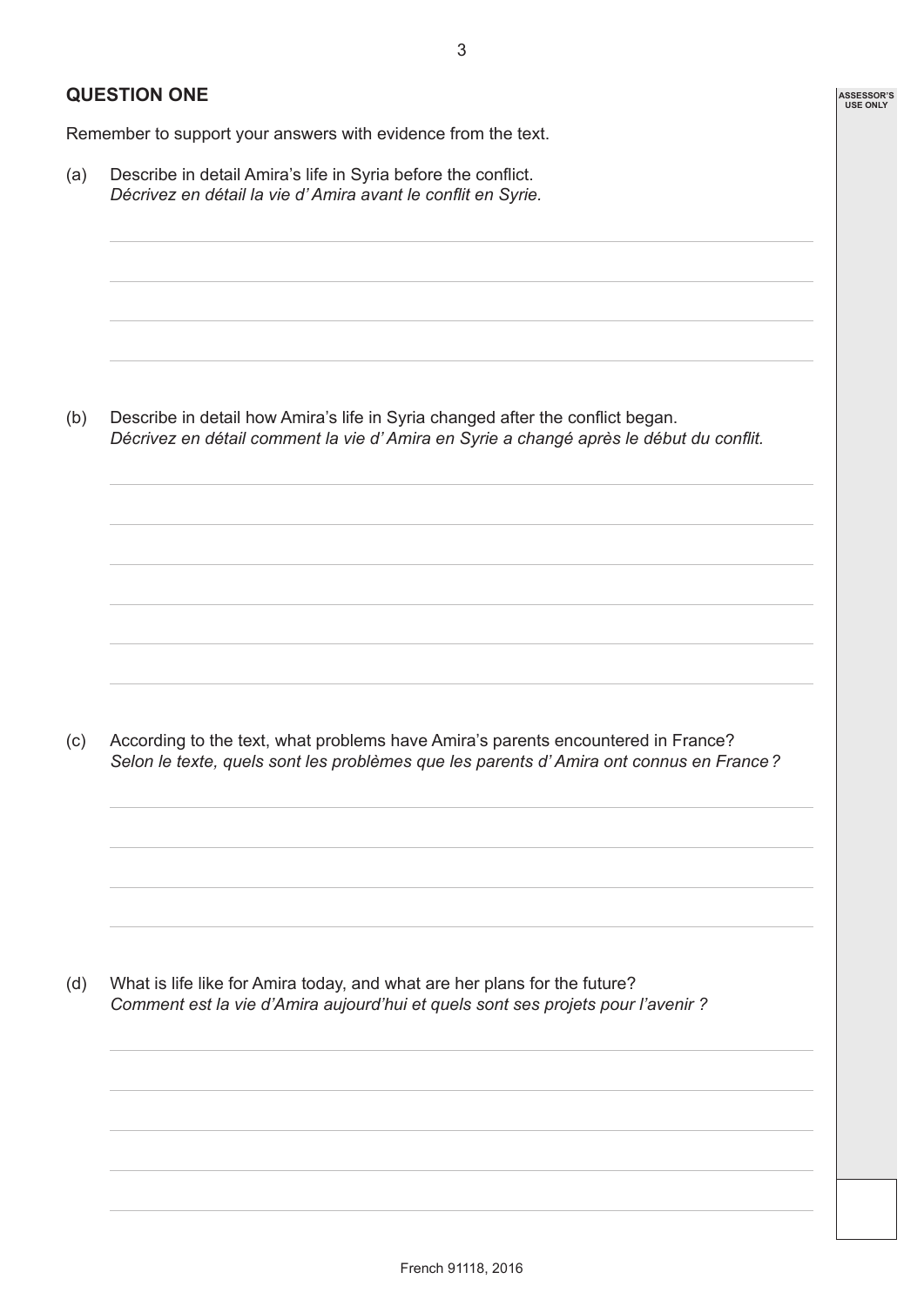## QUESTION ONE

Remember to support your answers with evidence from the text.

(a) Describe in detail Amira's life in Syria before the conflict.
*Décrivez en détail la vie d' Amira avant le conflit en Syrie.*

(b) Describe in detail how Amira's life in Syria changed after the conflict began.
*Décrivez en détail comment la vie d' Amira en Syrie a changé après le début du conflit.*

(c) According to the text, what problems have Amira's parents encountered in France?
*Selon le texte, quels sont les problèmes que les parents d' Amira ont connus en France ?*

(d) What is life like for Amira today, and what are her plans for the future?
*Comment est la vie d'Amira aujourd'hui et quels sont ses projets pour l'avenir ?*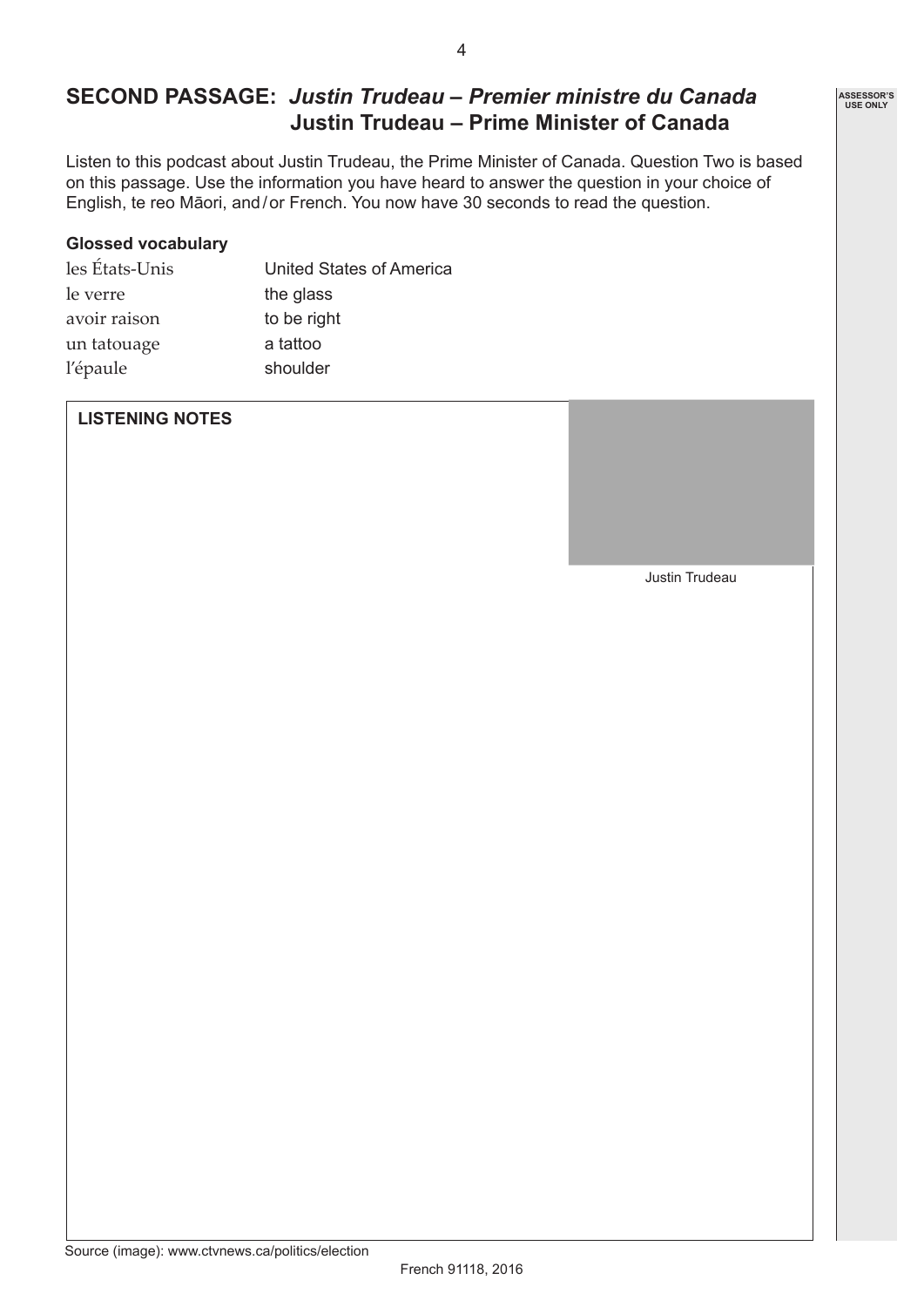## SECOND PASSAGE: *Justin Trudeau – Premier ministre du Canada* Justin Trudeau – Prime Minister of Canada

Listen to this podcast about Justin Trudeau, the Prime Minister of Canada. Question Two is based on this passage. Use the information you have heard to answer the question in your choice of English, te reo Māori, and / or French. You now have 30 seconds to read the question.

**Glossed vocabulary**

| | |
|---|---|
| les États-Unis | United States of America |
| le verre | the glass |
| avoir raison | to be right |
| un tatouage | a tattoo |
| l'épaule | shoulder |

**LISTENING NOTES**

Justin Trudeau

Source (image): www.ctvnews.ca/politics/election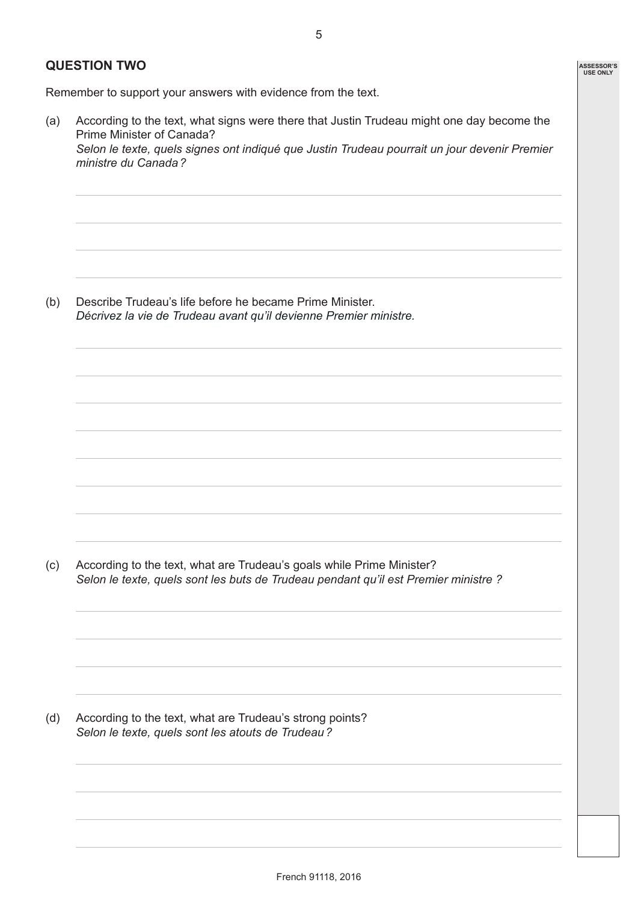## QUESTION TWO

Remember to support your answers with evidence from the text.

(a) According to the text, what signs were there that Justin Trudeau might one day become the Prime Minister of Canada?
*Selon le texte, quels signes ont indiqué que Justin Trudeau pourrait un jour devenir Premier ministre du Canada ?*

(b) Describe Trudeau's life before he became Prime Minister.
*Décrivez la vie de Trudeau avant qu'il devienne Premier ministre.*

(c) According to the text, what are Trudeau's goals while Prime Minister?
*Selon le texte, quels sont les buts de Trudeau pendant qu'il est Premier ministre ?*

(d) According to the text, what are Trudeau's strong points?
*Selon le texte, quels sont les atouts de Trudeau ?*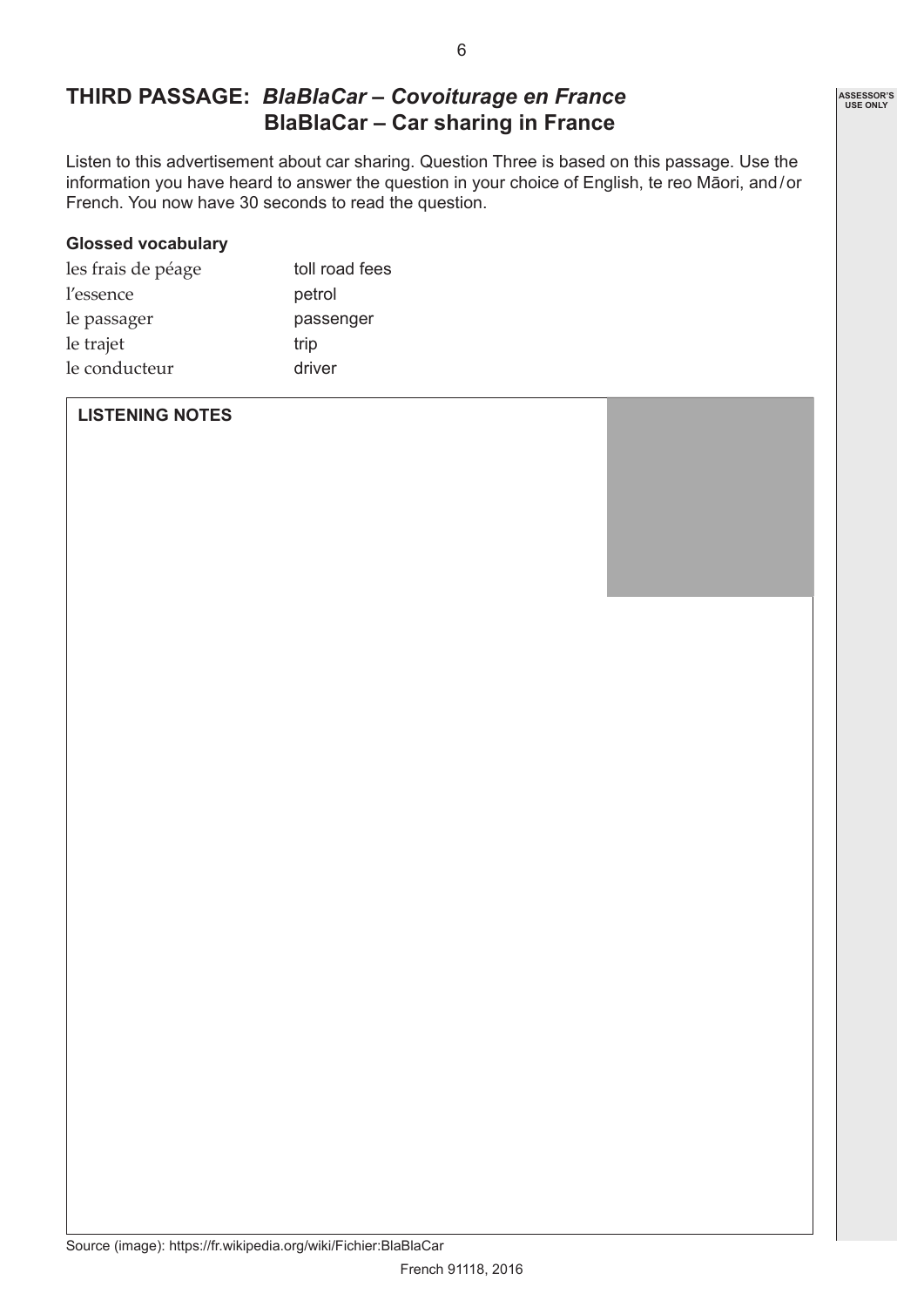## THIRD PASSAGE: *BlaBlaCar – Covoiturage en France*
## BlaBlaCar – Car sharing in France

Listen to this advertisement about car sharing. Question Three is based on this passage. Use the information you have heard to answer the question in your choice of English, te reo Māori, and/or French. You now have 30 seconds to read the question.

**Glossed vocabulary**

| | |
|---|---|
| les frais de péage | toll road fees |
| l'essence | petrol |
| le passager | passenger |
| le trajet | trip |
| le conducteur | driver |

**LISTENING NOTES**

Source (image): https://fr.wikipedia.org/wiki/Fichier:BlaBlaCar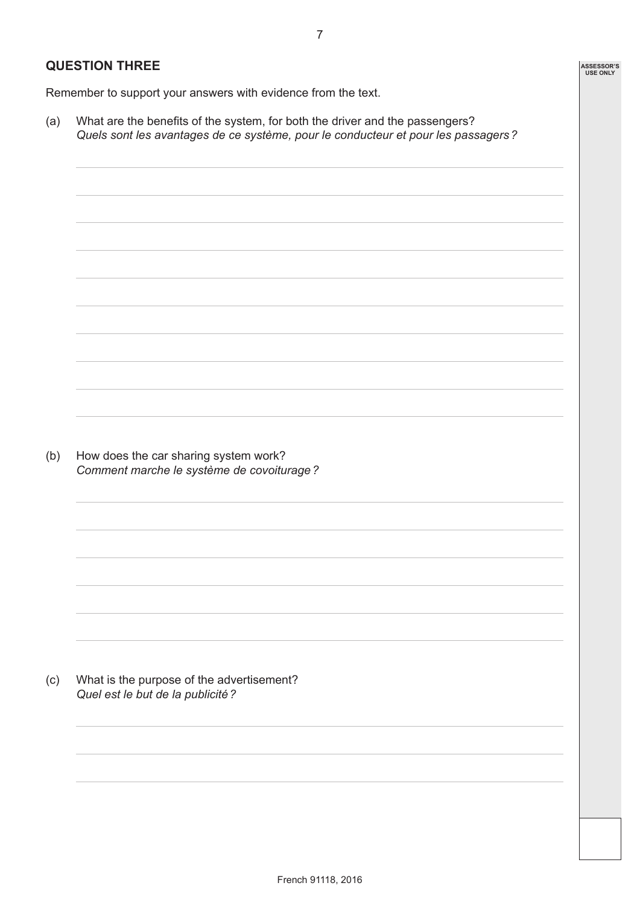## QUESTION THREE

Remember to support your answers with evidence from the text.

(a) What are the benefits of the system, for both the driver and the passengers?
*Quels sont les avantages de ce système, pour le conducteur et pour les passagers ?*

(b) How does the car sharing system work?
*Comment marche le système de covoiturage ?*

(c) What is the purpose of the advertisement?
*Quel est le but de la publicité ?*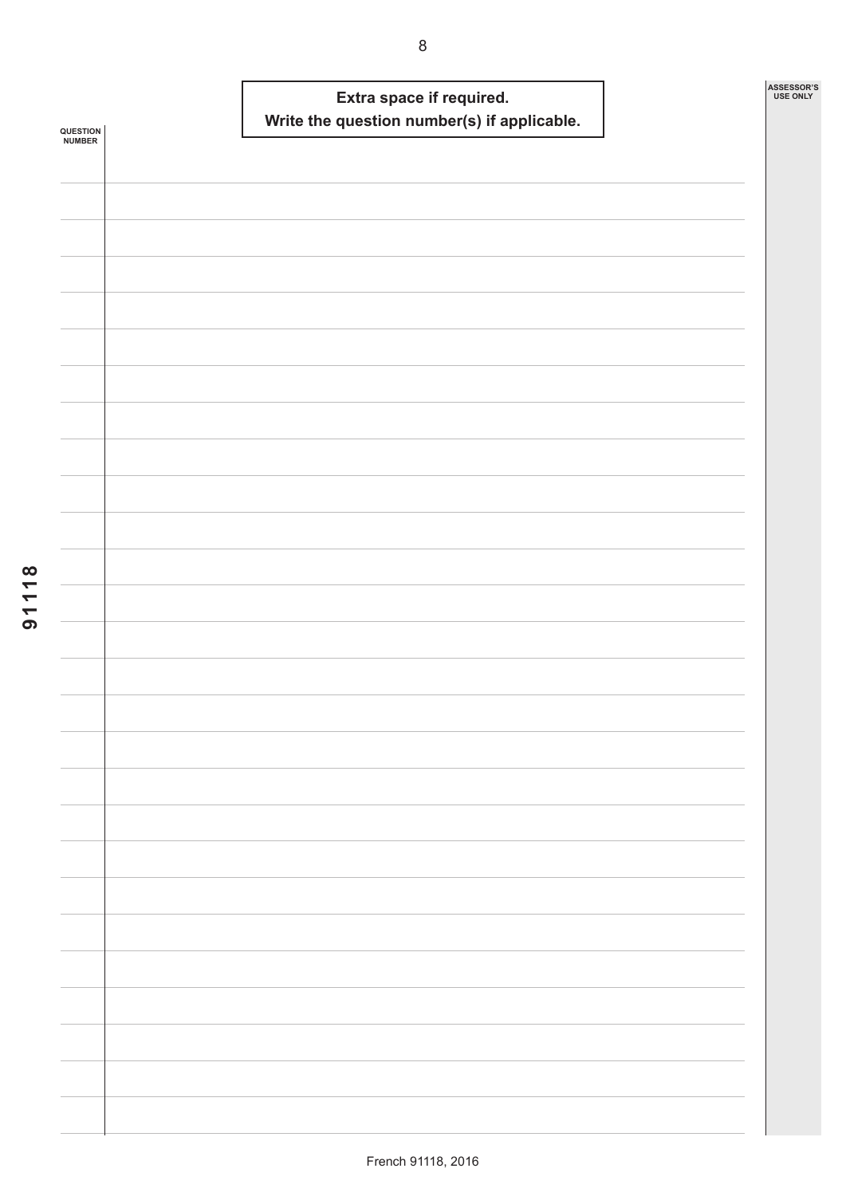**Extra space if required.**
**Write the question number(s) if applicable.**

QUESTION NUMBER

ASSESSOR'S USE ONLY